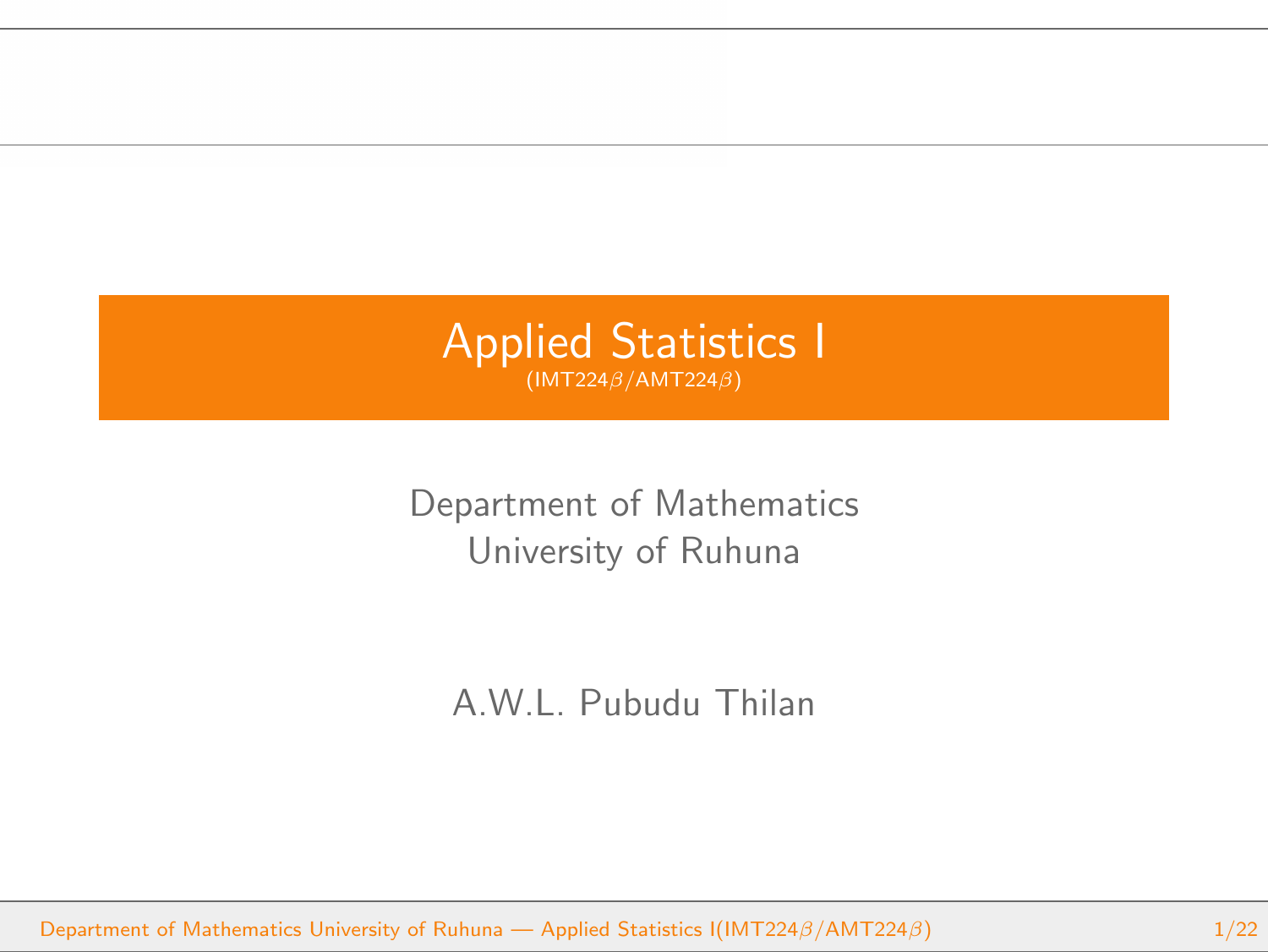# Applied Statistics I

(IMT224$\beta$/AMT224$\beta$)

Department of Mathematics
University of Ruhuna

A.W.L. Pubudu Thilan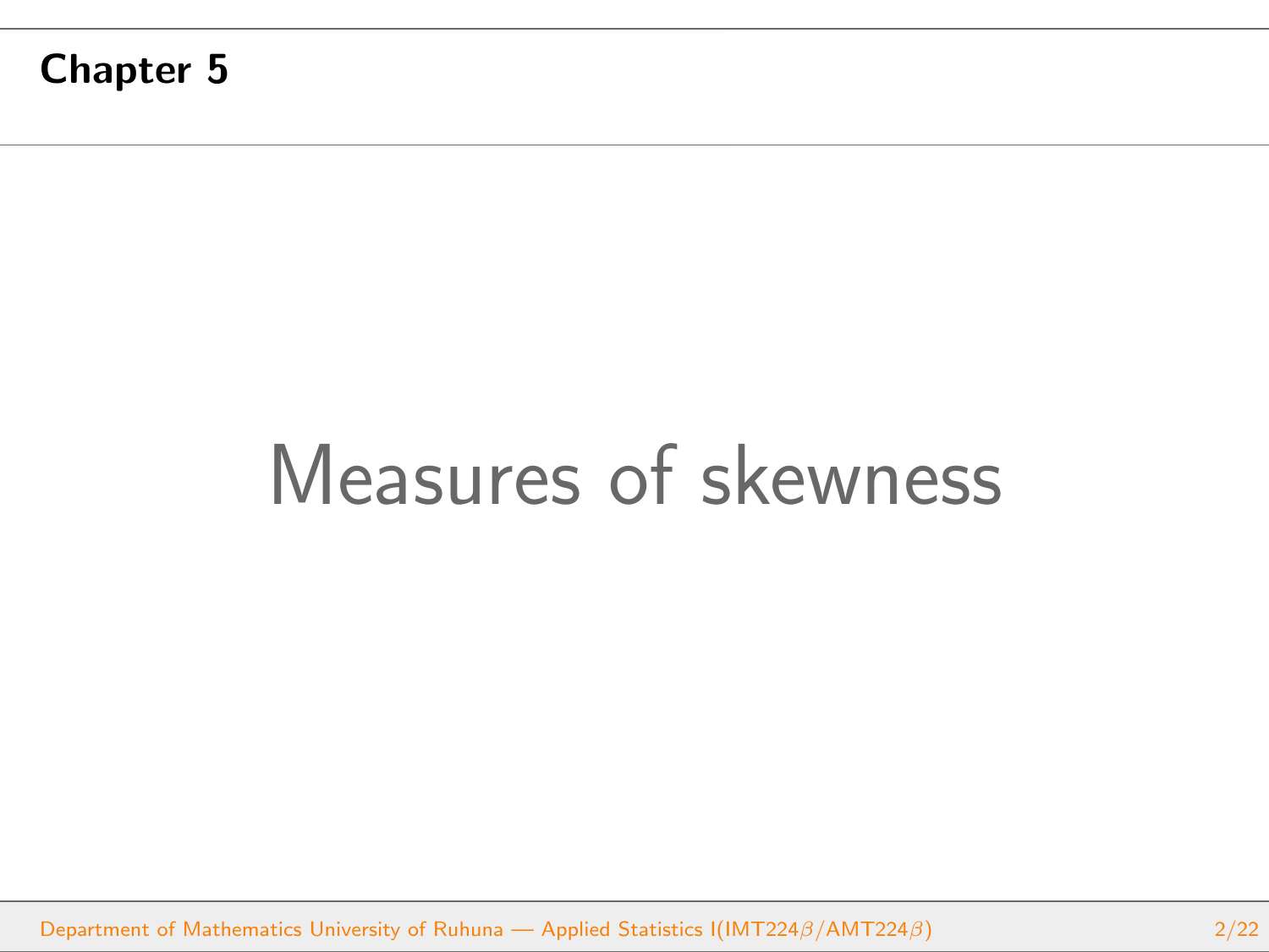## Chapter 5

# Measures of skewness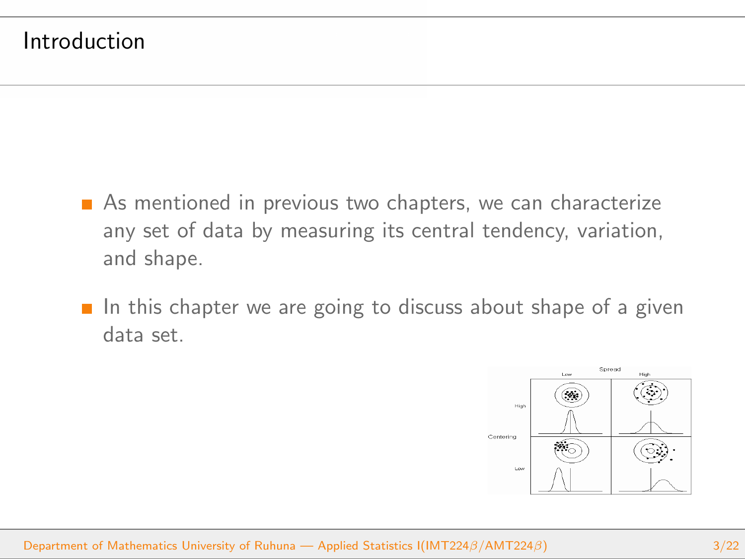# Introduction

- As mentioned in previous two chapters, we can characterize any set of data by measuring its central tendency, variation, and shape.
- In this chapter we are going to discuss about shape of a given data set.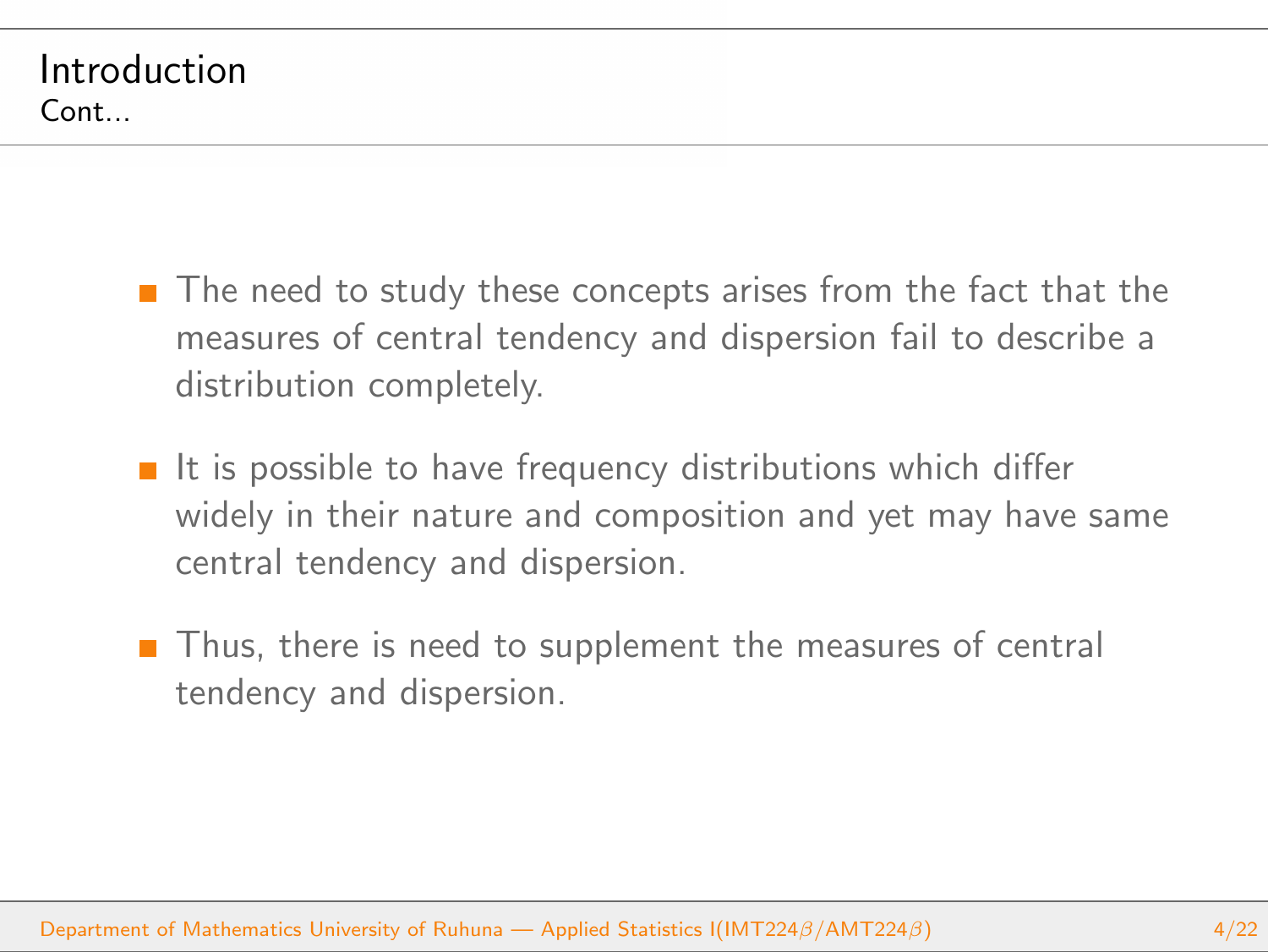## Introduction

Cont...

- The need to study these concepts arises from the fact that the measures of central tendency and dispersion fail to describe a distribution completely.
- It is possible to have frequency distributions which differ widely in their nature and composition and yet may have same central tendency and dispersion.
- Thus, there is need to supplement the measures of central tendency and dispersion.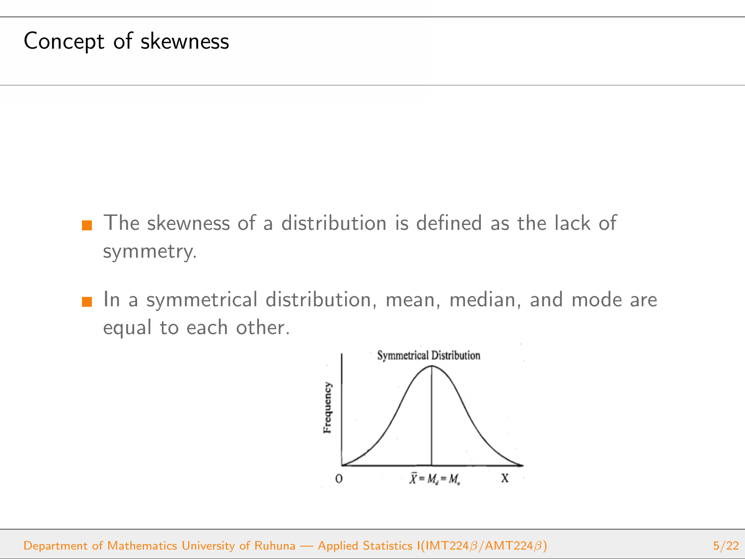# Concept of skewness

- The skewness of a distribution is defined as the lack of symmetry.
- In a symmetrical distribution, mean, median, and mode are equal to each other.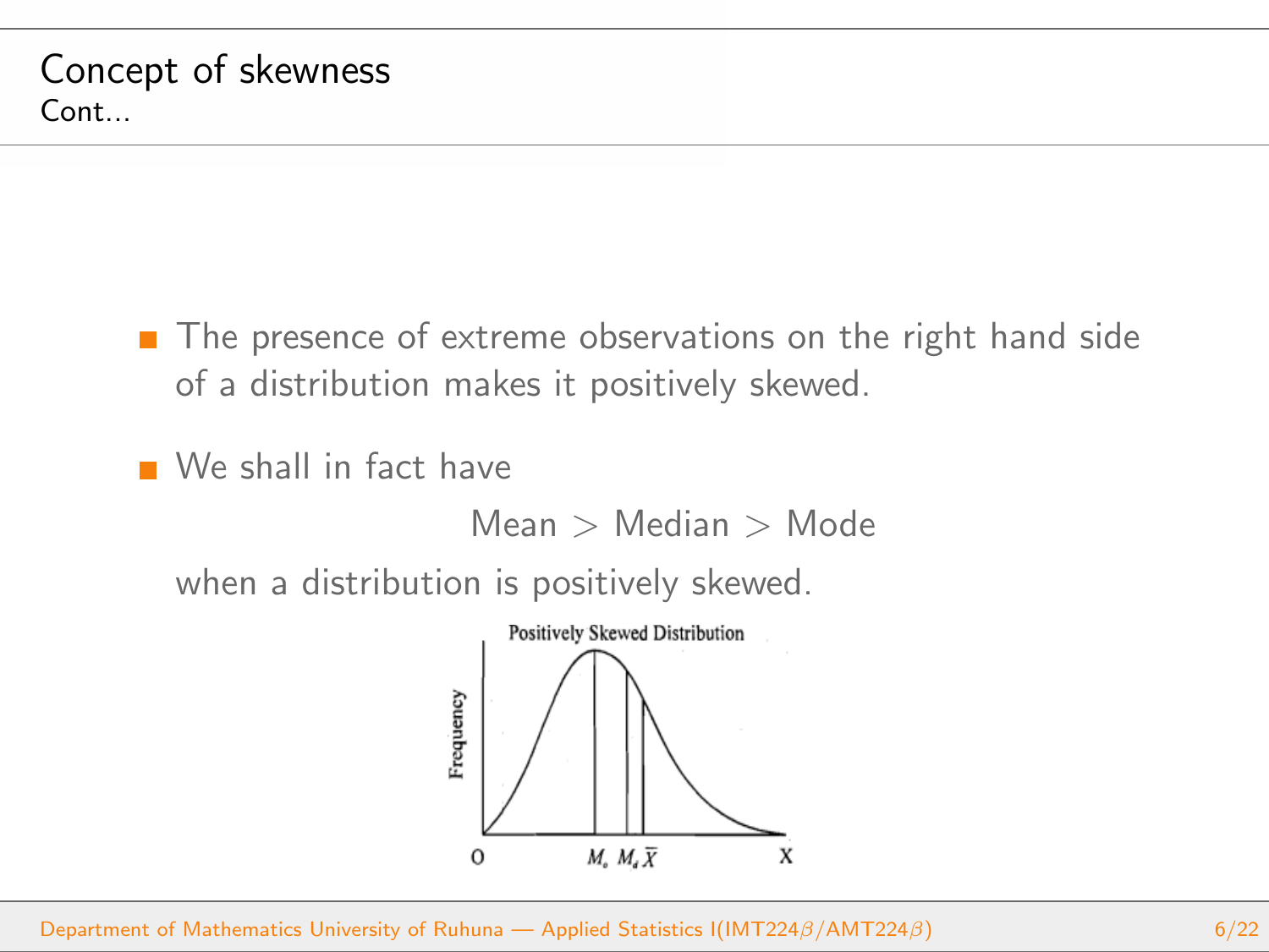## Concept of skewness

Cont...

- The presence of extreme observations on the right hand side of a distribution makes it positively skewed.
- We shall in fact have

$$\text{Mean} > \text{Median} > \text{Mode}$$

  when a distribution is positively skewed.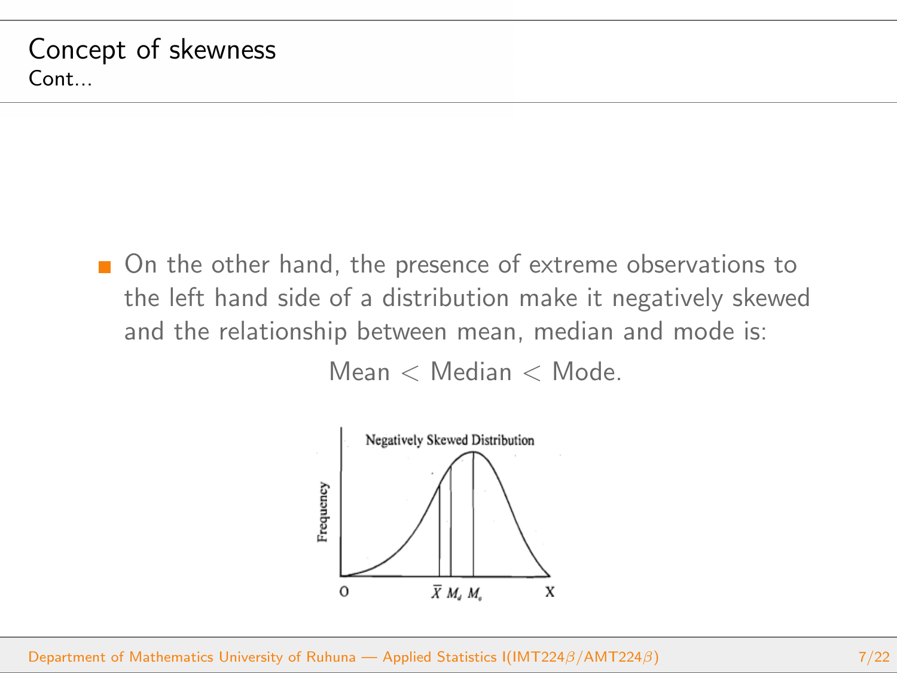## Concept of skewness
Cont...

- On the other hand, the presence of extreme observations to the left hand side of a distribution make it negatively skewed and the relationship between mean, median and mode is:

$$\text{Mean} < \text{Median} < \text{Mode}.$$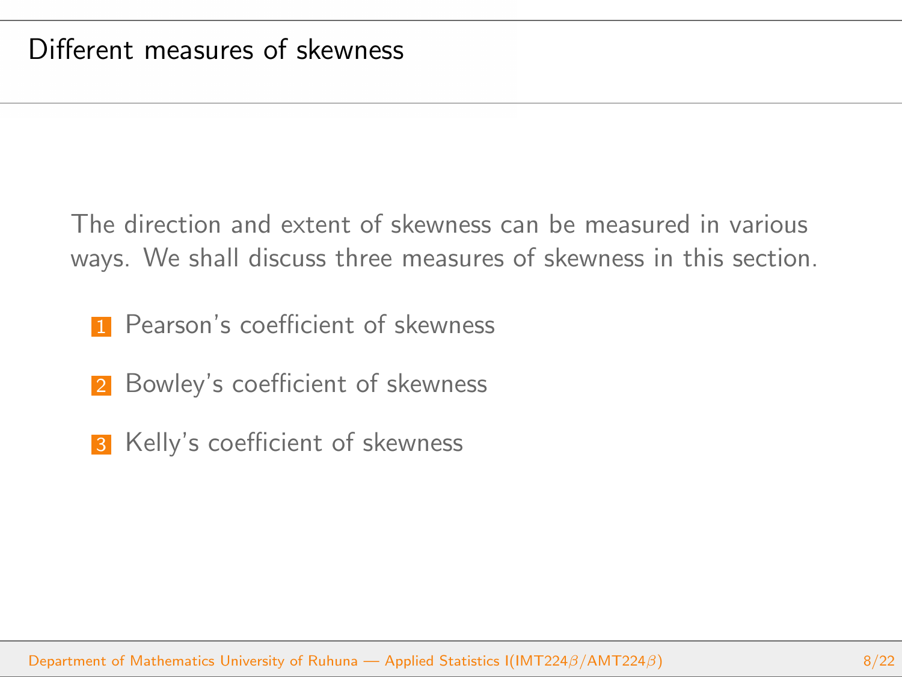## Different measures of skewness

The direction and extent of skewness can be measured in various ways. We shall discuss three measures of skewness in this section.

1. Pearson's coefficient of skewness
2. Bowley's coefficient of skewness
3. Kelly's coefficient of skewness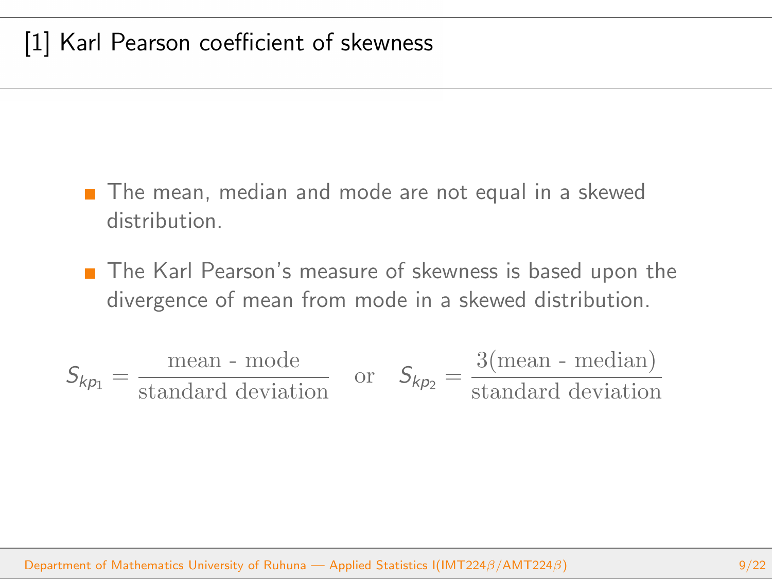# [1] Karl Pearson coefficient of skewness

- The mean, median and mode are not equal in a skewed distribution.
- The Karl Pearson's measure of skewness is based upon the divergence of mean from mode in a skewed distribution.

$$S_{kp_1} = \frac{\text{mean - mode}}{\text{standard deviation}} \quad \text{or} \quad S_{kp_2} = \frac{3(\text{mean - median})}{\text{standard deviation}}$$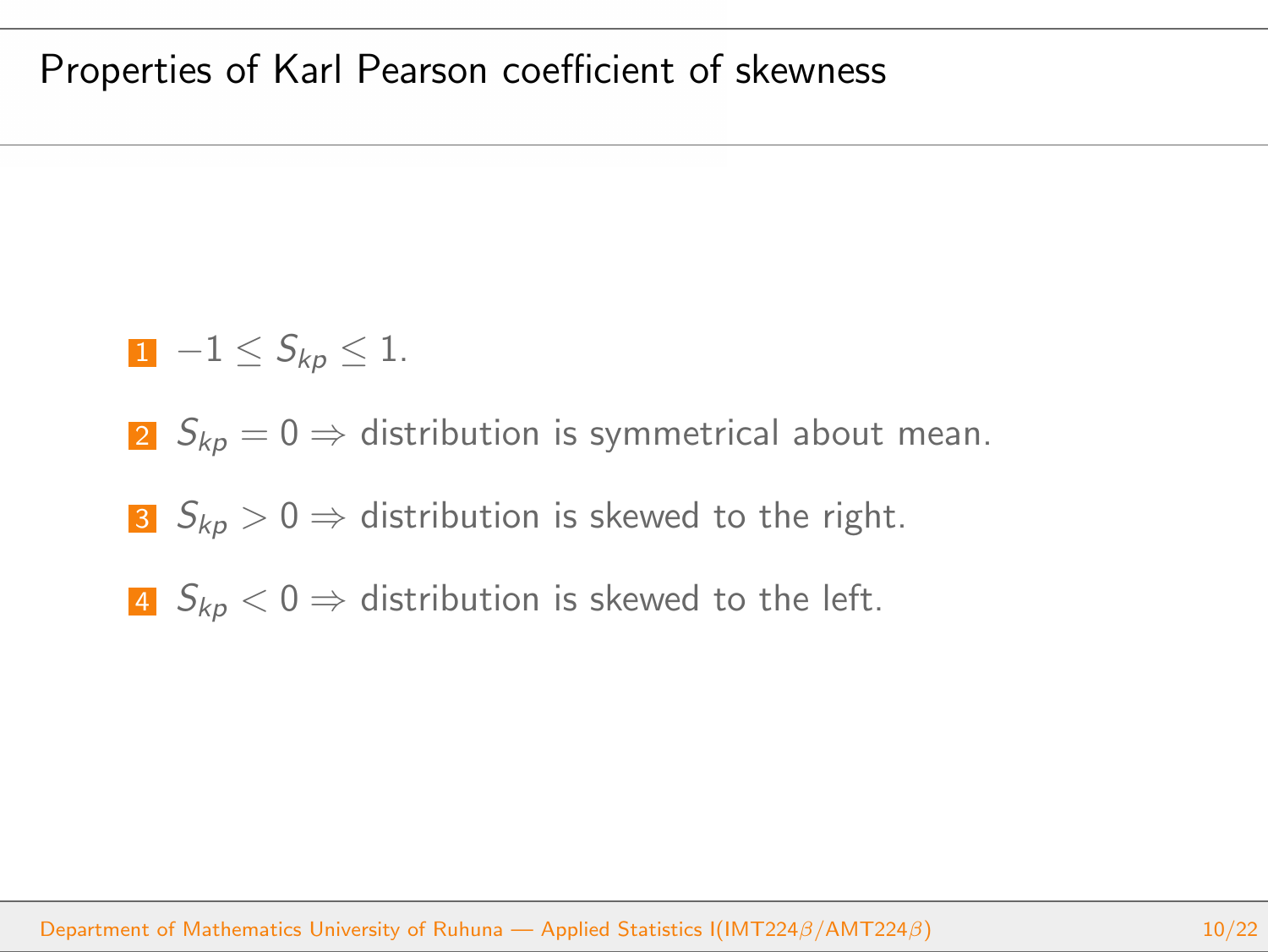## Properties of Karl Pearson coefficient of skewness

1. $-1 \leq S_{kp} \leq 1$.
2. $S_{kp} = 0 \Rightarrow$ distribution is symmetrical about mean.
3. $S_{kp} > 0 \Rightarrow$ distribution is skewed to the right.
4. $S_{kp} < 0 \Rightarrow$ distribution is skewed to the left.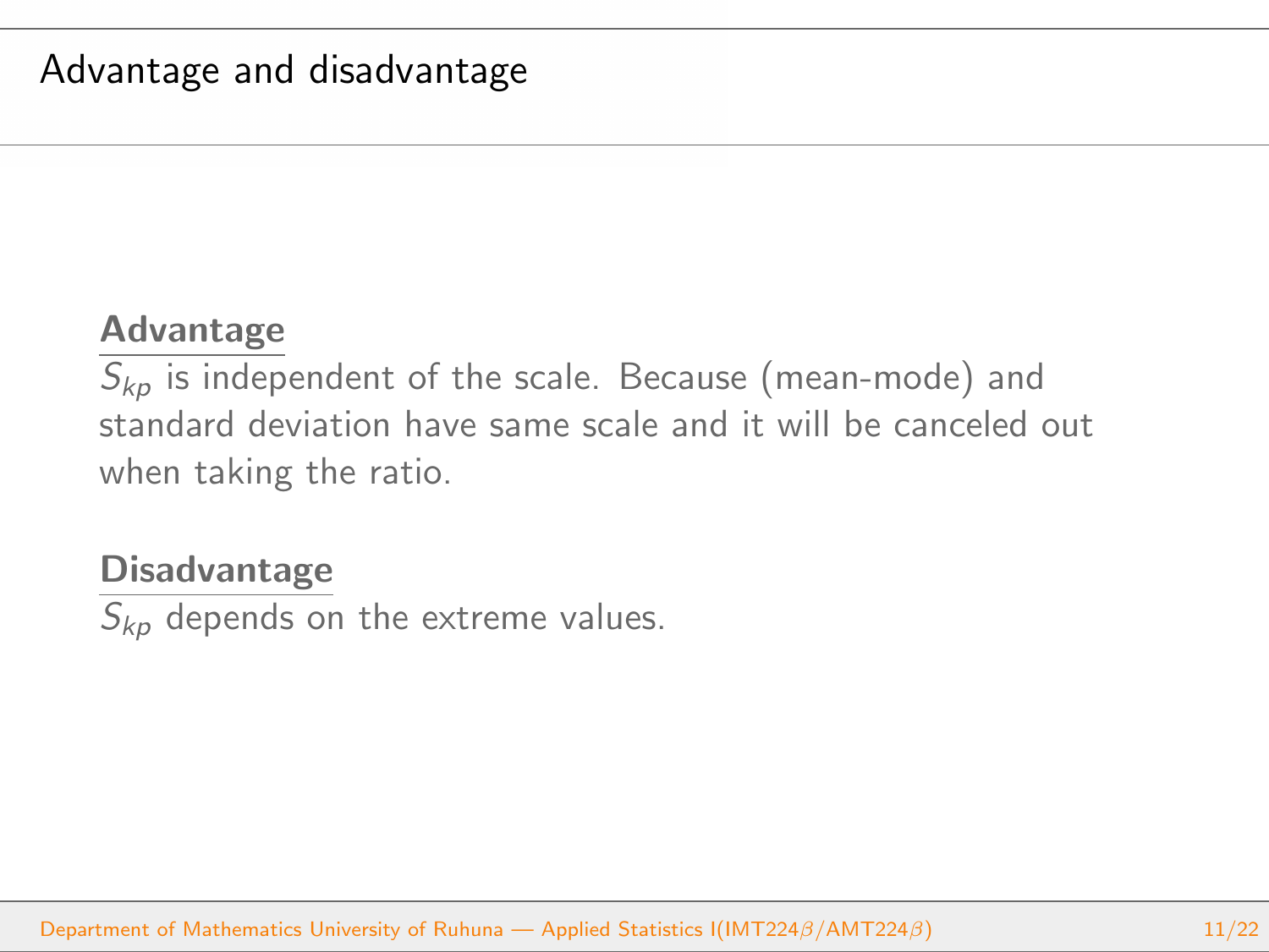# Advantage and disadvantage

**Advantage**

$S_{kp}$ is independent of the scale. Because (mean-mode) and standard deviation have same scale and it will be canceled out when taking the ratio.

**Disadvantage**

$S_{kp}$ depends on the extreme values.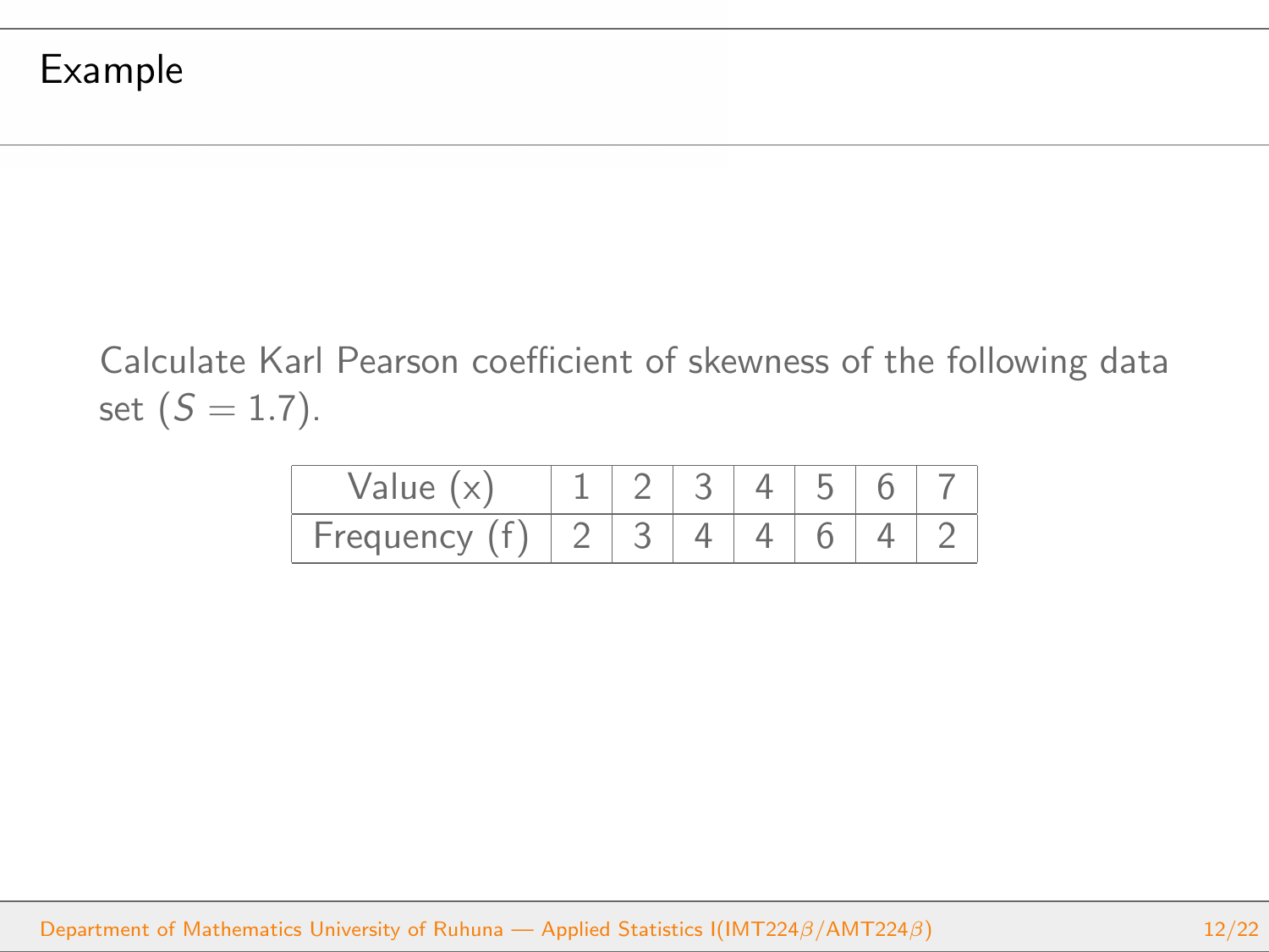## Example

Calculate Karl Pearson coefficient of skewness of the following data set ($S = 1.7$).

| Value (x) | 1 | 2 | 3 | 4 | 5 | 6 | 7 |
|---|---|---|---|---|---|---|---|
| Frequency (f) | 2 | 3 | 4 | 4 | 6 | 4 | 2 |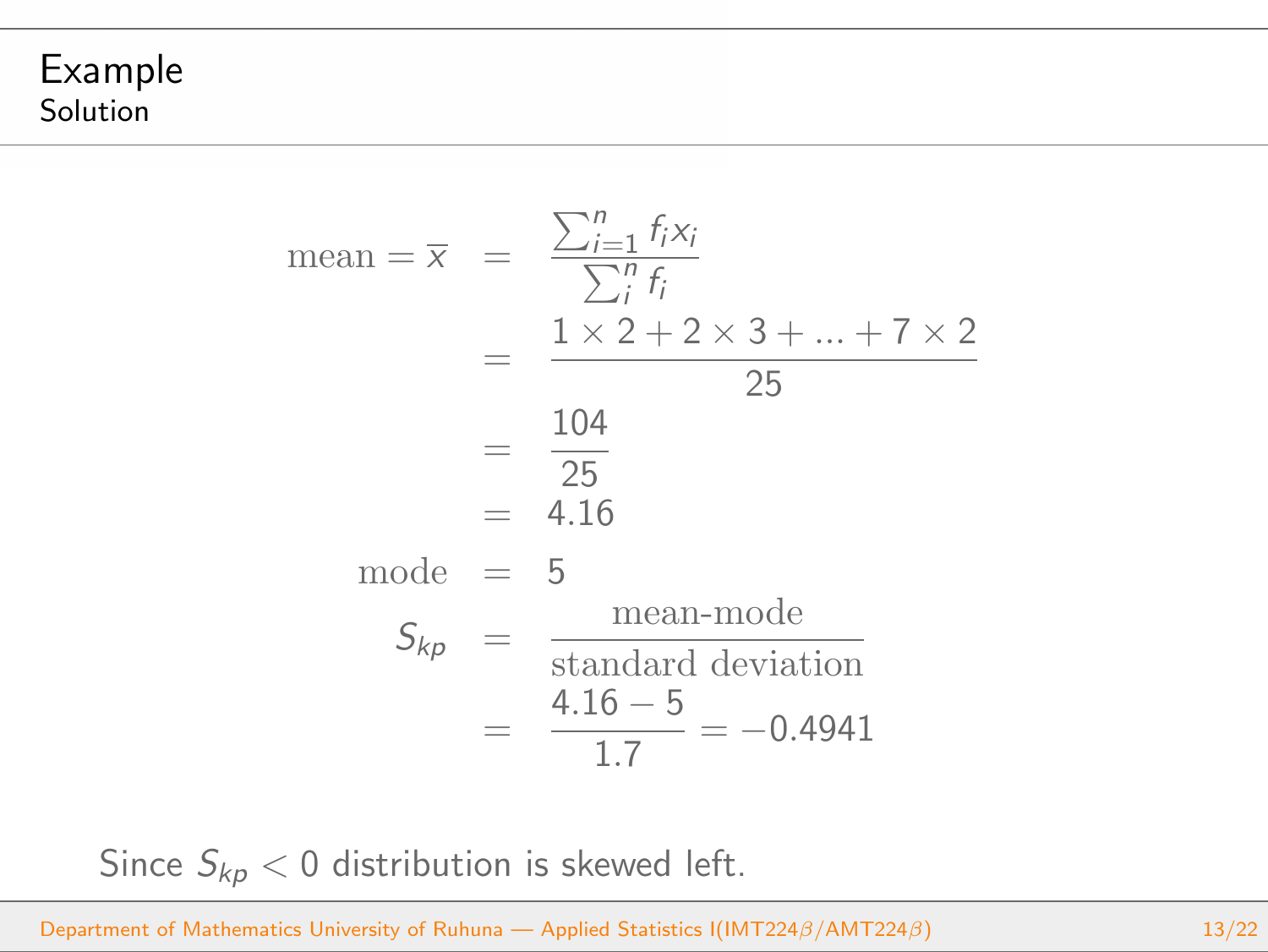## Example

### Solution

$$
\begin{aligned}
\text{mean} = \overline{x} &= \frac{\sum_{i=1}^{n} f_i x_i}{\sum_{i}^{n} f_i} \\
&= \frac{1 \times 2 + 2 \times 3 + \ldots + 7 \times 2}{25} \\
&= \frac{104}{25} \\
&= 4.16 \\
\text{mode} &= 5 \\
S_{kp} &= \frac{\text{mean-mode}}{\text{standard deviation}} \\
&= \frac{4.16 - 5}{1.7} = -0.4941
\end{aligned}
$$

Since $S_{kp} < 0$ distribution is skewed left.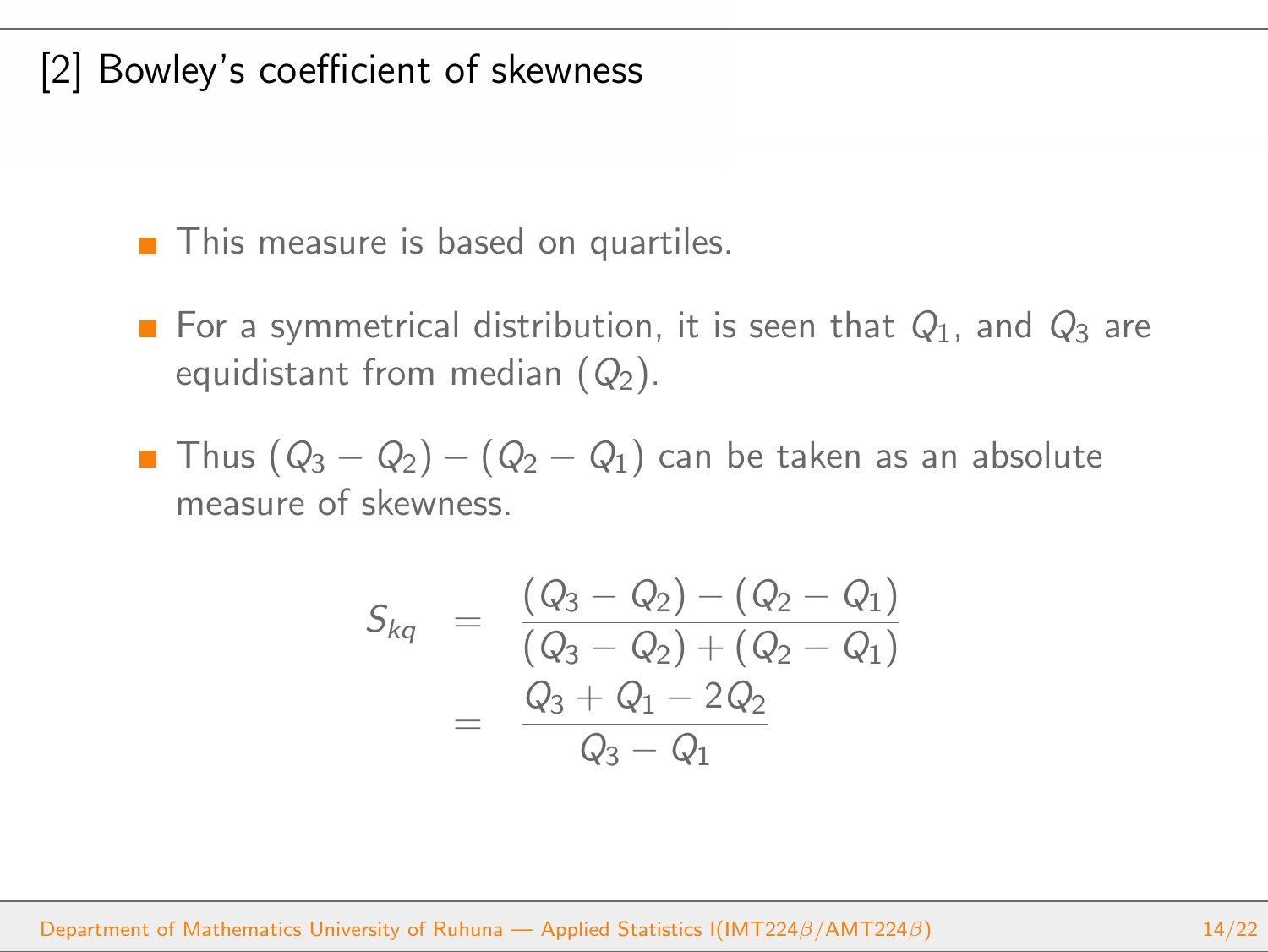## [2] Bowley's coefficient of skewness

- This measure is based on quartiles.
- For a symmetrical distribution, it is seen that $Q_1$, and $Q_3$ are equidistant from median ($Q_2$).
- Thus $(Q_3 - Q_2) - (Q_2 - Q_1)$ can be taken as an absolute measure of skewness.

$$
\begin{aligned}
S_{kq} &= \frac{(Q_3 - Q_2) - (Q_2 - Q_1)}{(Q_3 - Q_2) + (Q_2 - Q_1)} \\
&= \frac{Q_3 + Q_1 - 2Q_2}{Q_3 - Q_1}
\end{aligned}
$$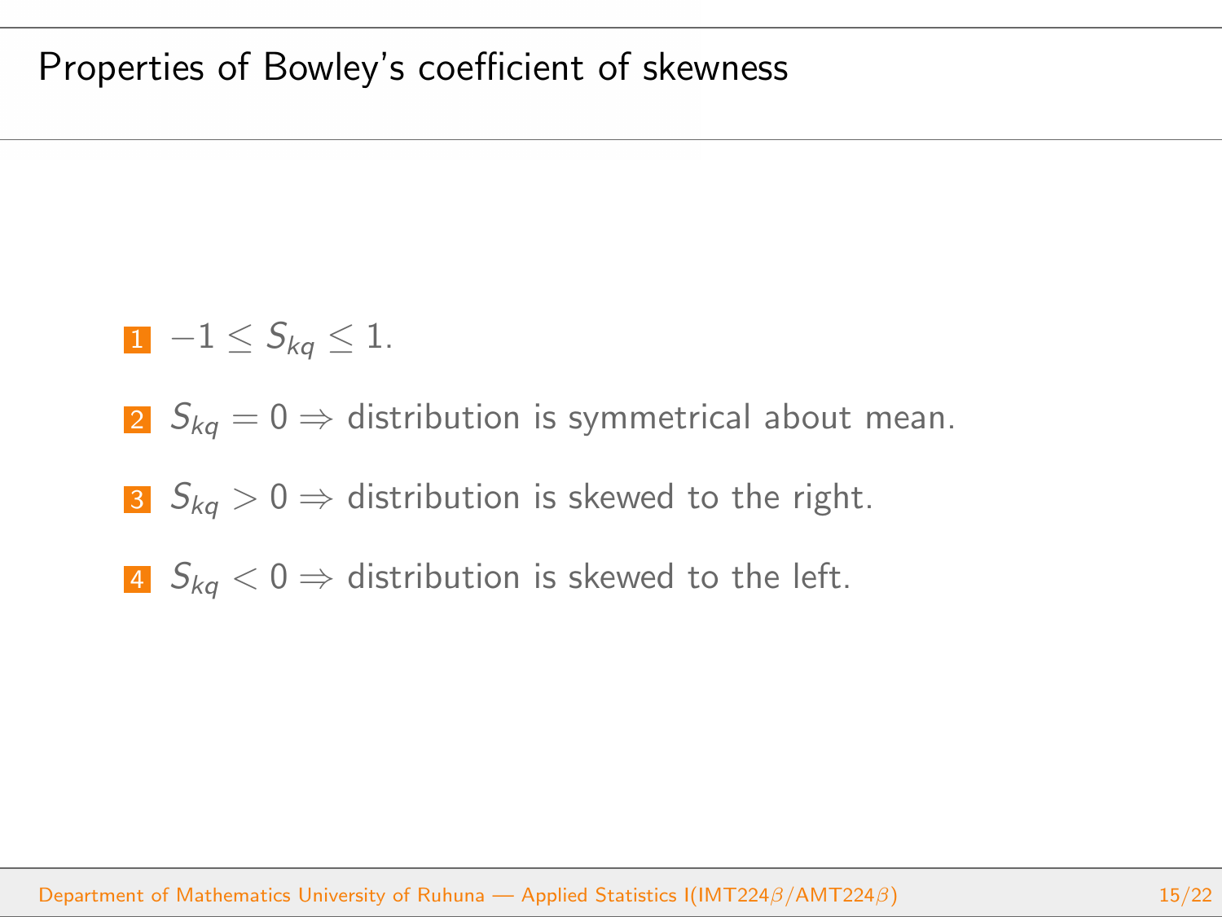## Properties of Bowley's coefficient of skewness

1. $-1 \leq S_{kq} \leq 1$.
2. $S_{kq} = 0 \Rightarrow$ distribution is symmetrical about mean.
3. $S_{kq} > 0 \Rightarrow$ distribution is skewed to the right.
4. $S_{kq} < 0 \Rightarrow$ distribution is skewed to the left.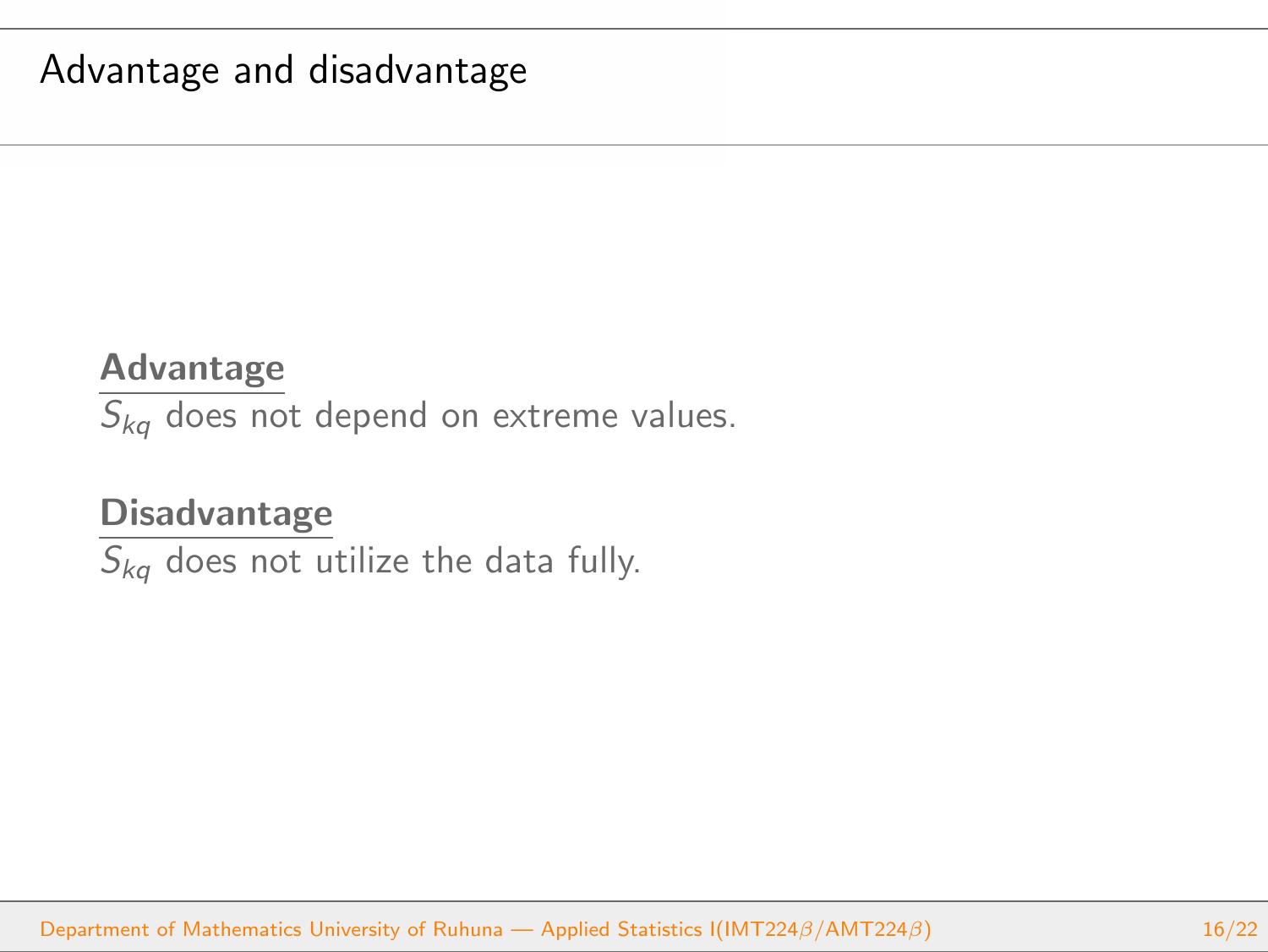# Advantage and disadvantage

**Advantage**

$S_{kq}$ does not depend on extreme values.

**Disadvantage**

$S_{kq}$ does not utilize the data fully.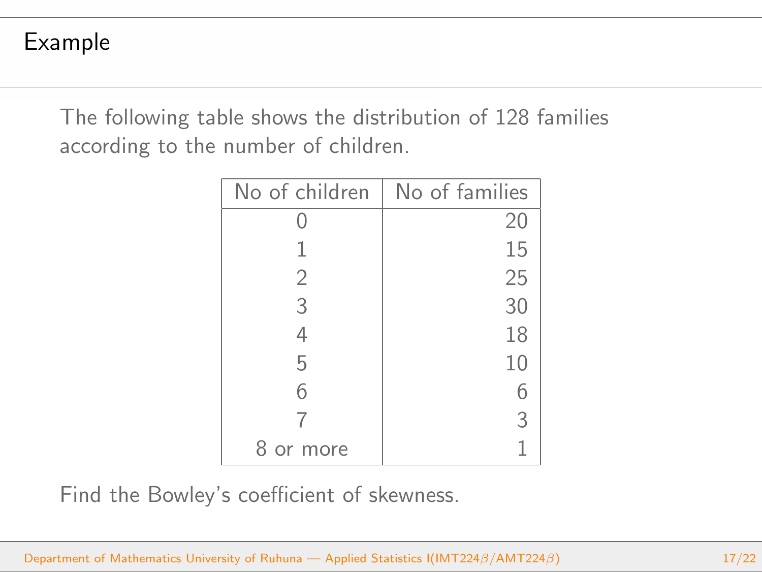## Example

The following table shows the distribution of 128 families according to the number of children.

| No of children | No of families |
|---|---|
| 0 | 20 |
| 1 | 15 |
| 2 | 25 |
| 3 | 30 |
| 4 | 18 |
| 5 | 10 |
| 6 | 6 |
| 7 | 3 |
| 8 or more | 1 |

Find the Bowley's coefficient of skewness.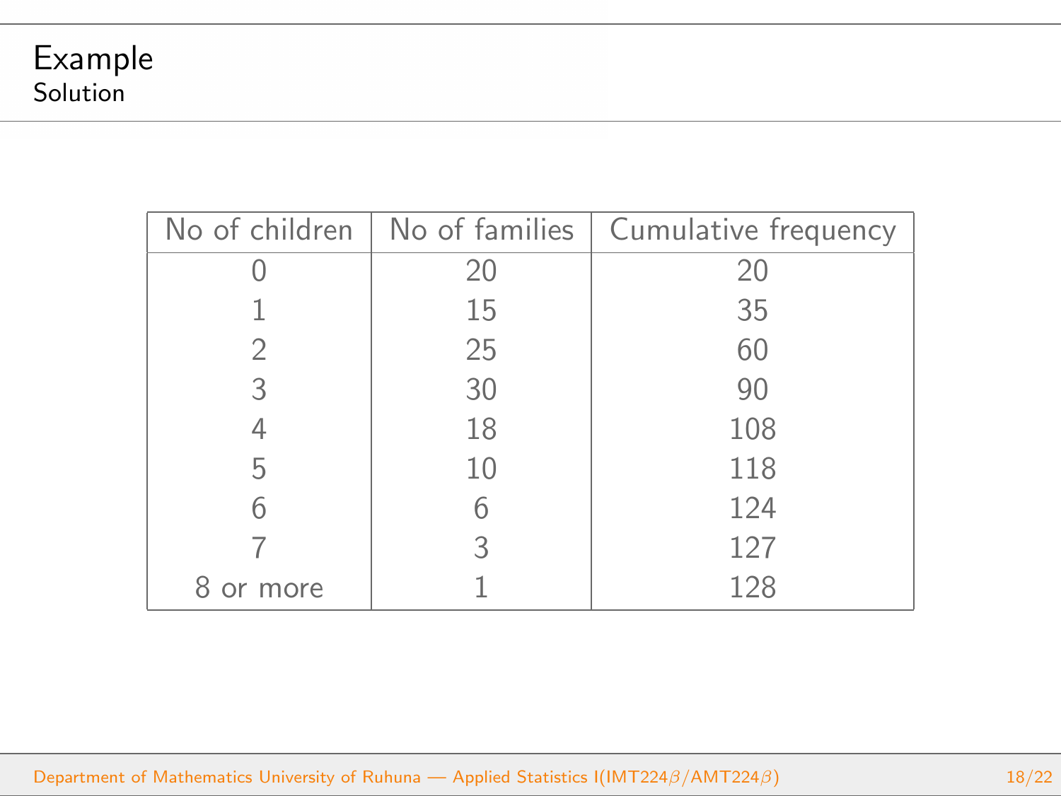## Example

### Solution

| No of children | No of families | Cumulative frequency |
|---|---|---|
| 0 | 20 | 20 |
| 1 | 15 | 35 |
| 2 | 25 | 60 |
| 3 | 30 | 90 |
| 4 | 18 | 108 |
| 5 | 10 | 118 |
| 6 | 6 | 124 |
| 7 | 3 | 127 |
| 8 or more | 1 | 128 |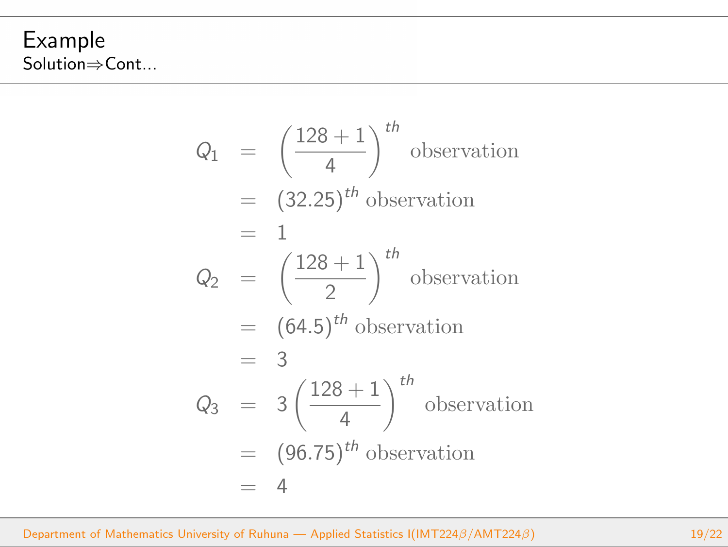## Example

Solution⇒Cont...

$$
\begin{aligned}
Q_1 &= \left(\frac{128+1}{4}\right)^{th} \text{ observation} \\
&= (32.25)^{th} \text{ observation} \\
&= 1 \\
Q_2 &= \left(\frac{128+1}{2}\right)^{th} \text{ observation} \\
&= (64.5)^{th} \text{ observation} \\
&= 3 \\
Q_3 &= 3\left(\frac{128+1}{4}\right)^{th} \text{ observation} \\
&= (96.75)^{th} \text{ observation} \\
&= 4
\end{aligned}
$$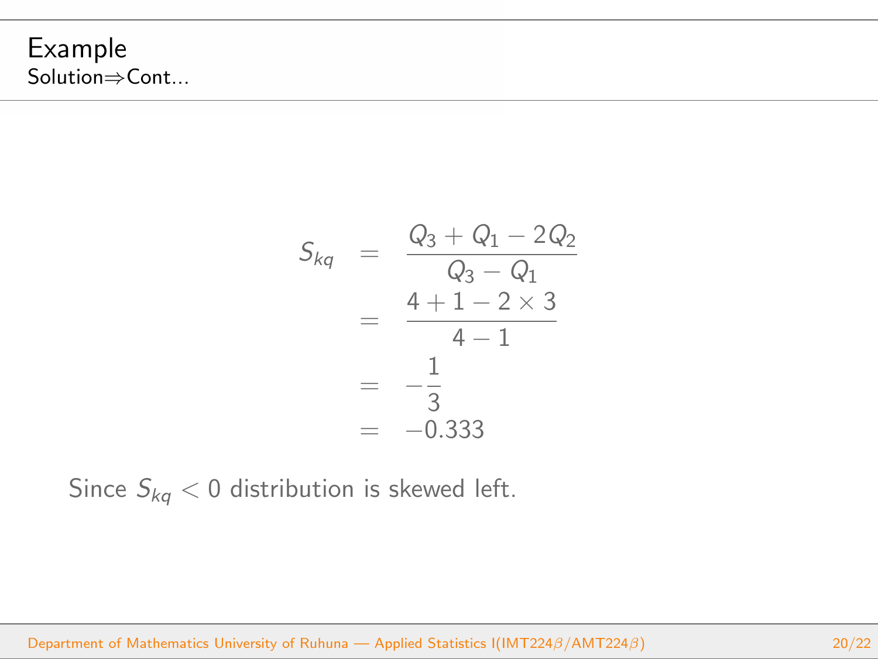## Example

### Solution⇒Cont...

$$
\begin{aligned}
S_{kq} &= \frac{Q_3 + Q_1 - 2Q_2}{Q_3 - Q_1} \\
&= \frac{4 + 1 - 2 \times 3}{4 - 1} \\
&= -\frac{1}{3} \\
&= -0.333
\end{aligned}
$$

Since $S_{kq} < 0$ distribution is skewed left.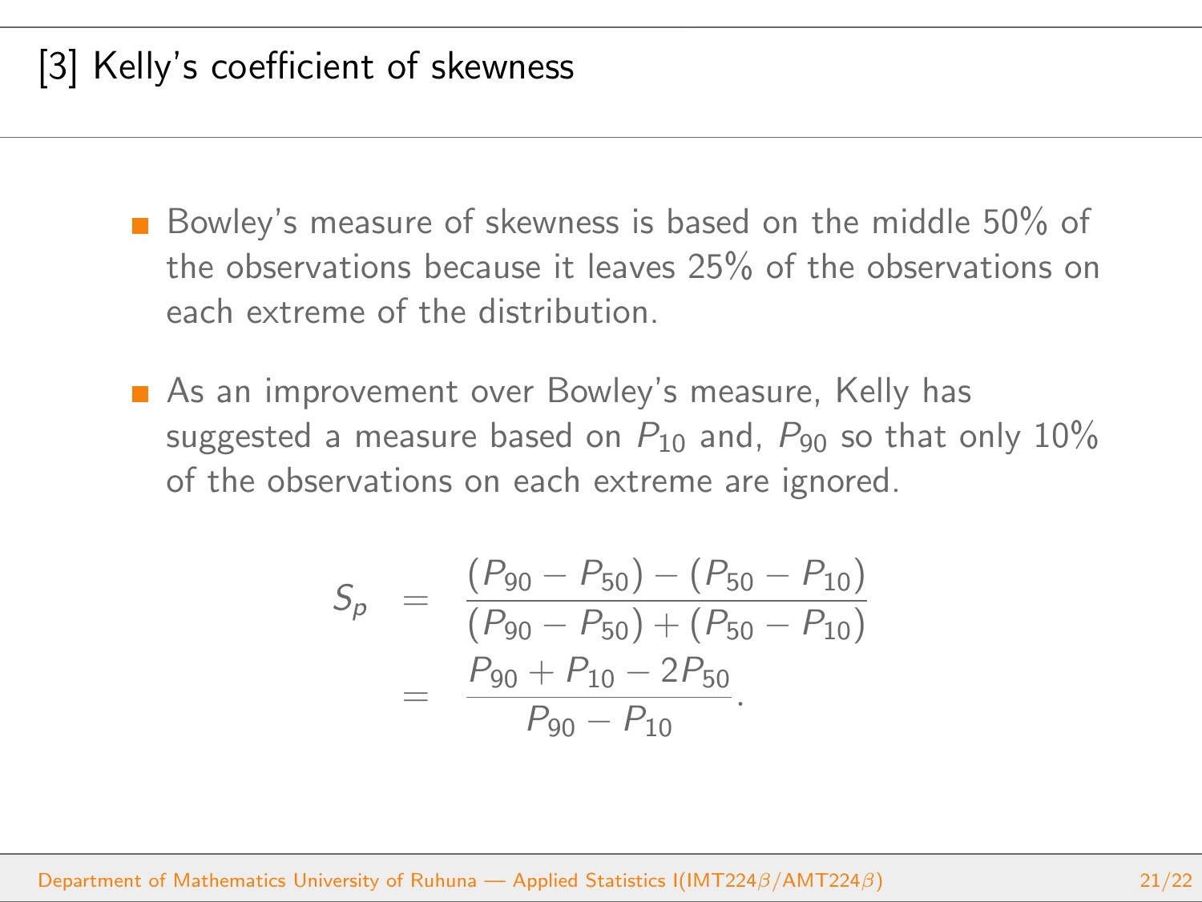## [3] Kelly's coefficient of skewness

- Bowley's measure of skewness is based on the middle 50% of the observations because it leaves 25% of the observations on each extreme of the distribution.
- As an improvement over Bowley's measure, Kelly has suggested a measure based on $P_{10}$ and, $P_{90}$ so that only 10% of the observations on each extreme are ignored.

$$
\begin{aligned}
S_p &= \frac{(P_{90} - P_{50}) - (P_{50} - P_{10})}{(P_{90} - P_{50}) + (P_{50} - P_{10})} \\
&= \frac{P_{90} + P_{10} - 2P_{50}}{P_{90} - P_{10}}.
\end{aligned}
$$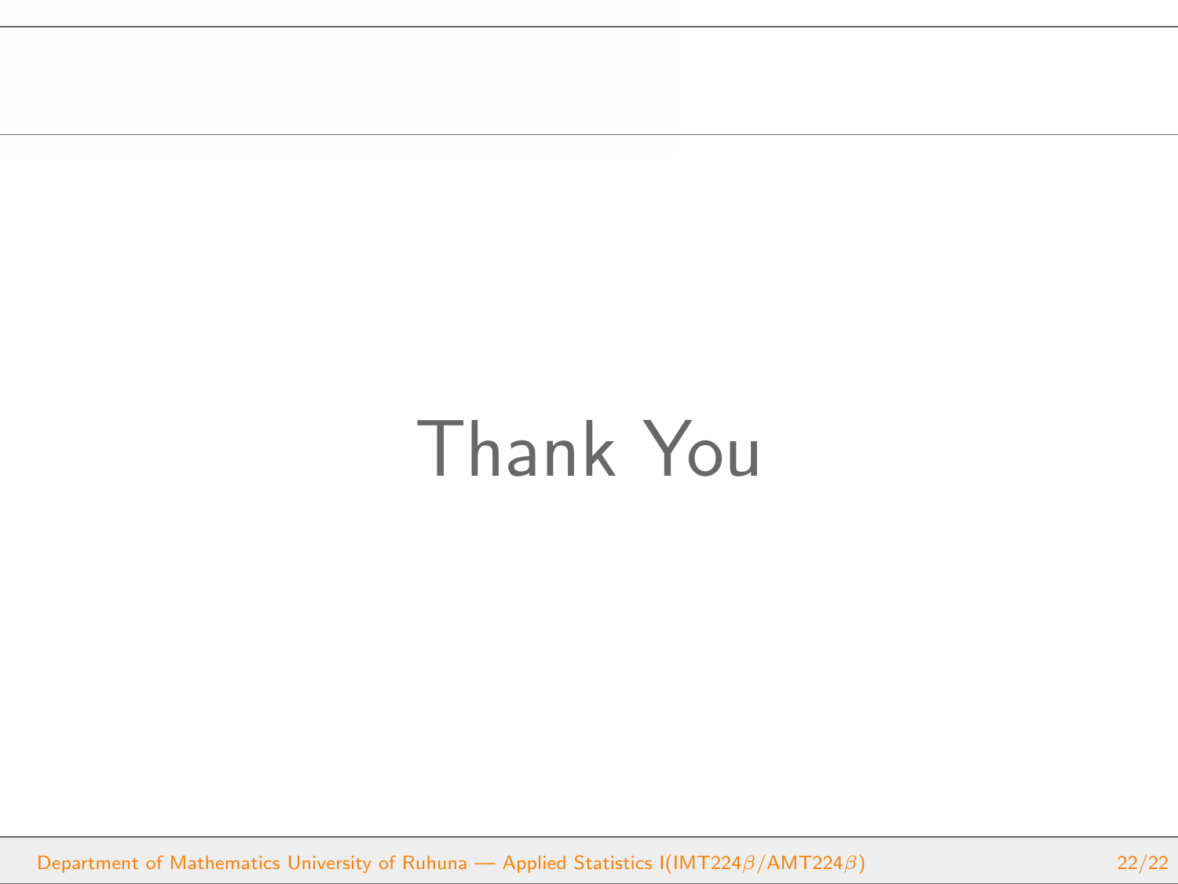Thank You